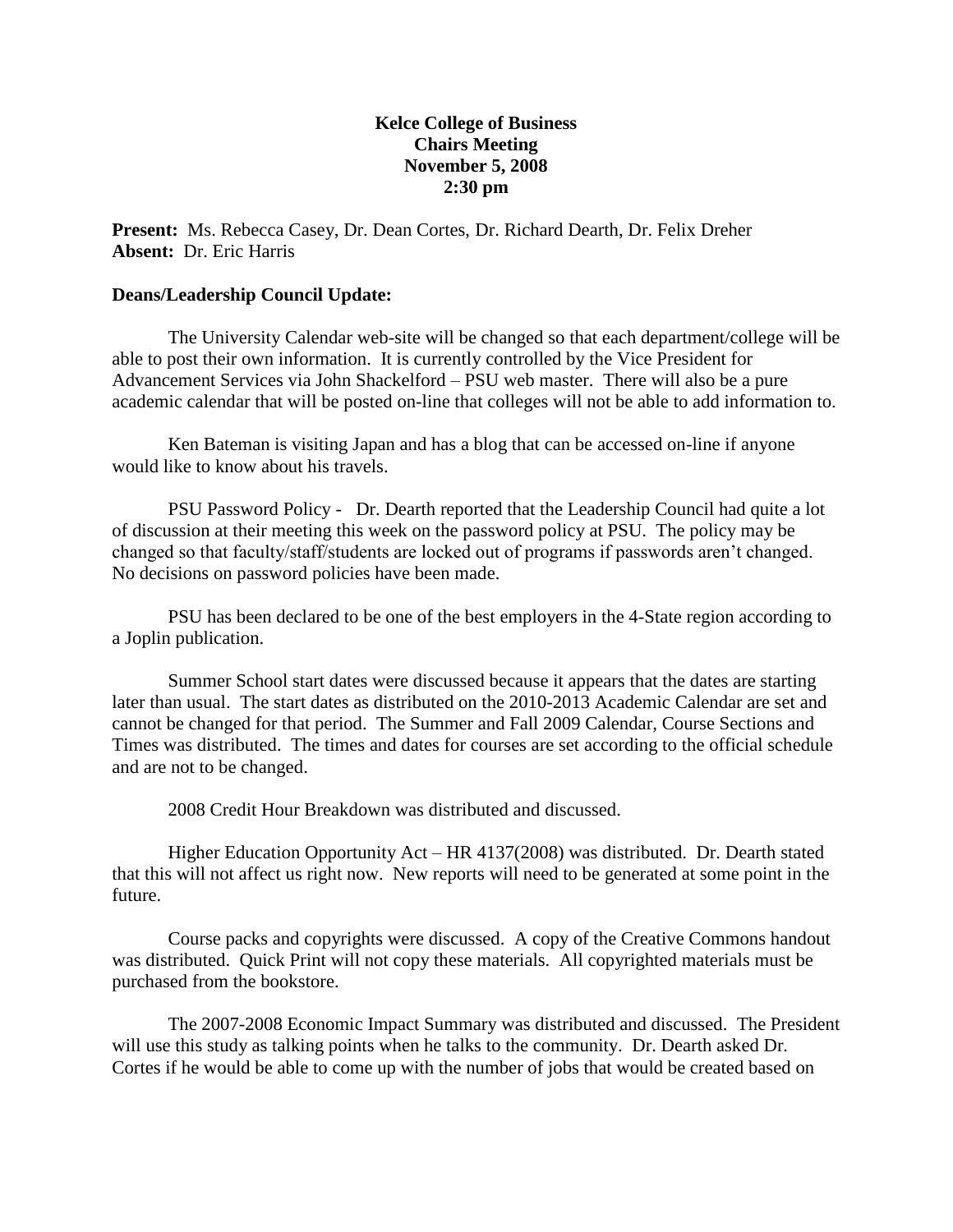**Kelce College of Business**
**Chairs Meeting**
**November 5, 2008**
**2:30 pm**

**Present:** Ms. Rebecca Casey, Dr. Dean Cortes, Dr. Richard Dearth, Dr. Felix Dreher
**Absent:** Dr. Eric Harris

**Deans/Leadership Council Update:**

The University Calendar web-site will be changed so that each department/college will be able to post their own information. It is currently controlled by the Vice President for Advancement Services via John Shackelford – PSU web master. There will also be a pure academic calendar that will be posted on-line that colleges will not be able to add information to.

Ken Bateman is visiting Japan and has a blog that can be accessed on-line if anyone would like to know about his travels.

PSU Password Policy - Dr. Dearth reported that the Leadership Council had quite a lot of discussion at their meeting this week on the password policy at PSU. The policy may be changed so that faculty/staff/students are locked out of programs if passwords aren't changed. No decisions on password policies have been made.

PSU has been declared to be one of the best employers in the 4-State region according to a Joplin publication.

Summer School start dates were discussed because it appears that the dates are starting later than usual. The start dates as distributed on the 2010-2013 Academic Calendar are set and cannot be changed for that period. The Summer and Fall 2009 Calendar, Course Sections and Times was distributed. The times and dates for courses are set according to the official schedule and are not to be changed.

2008 Credit Hour Breakdown was distributed and discussed.

Higher Education Opportunity Act – HR 4137(2008) was distributed. Dr. Dearth stated that this will not affect us right now. New reports will need to be generated at some point in the future.

Course packs and copyrights were discussed. A copy of the Creative Commons handout was distributed. Quick Print will not copy these materials. All copyrighted materials must be purchased from the bookstore.

The 2007-2008 Economic Impact Summary was distributed and discussed. The President will use this study as talking points when he talks to the community. Dr. Dearth asked Dr. Cortes if he would be able to come up with the number of jobs that would be created based on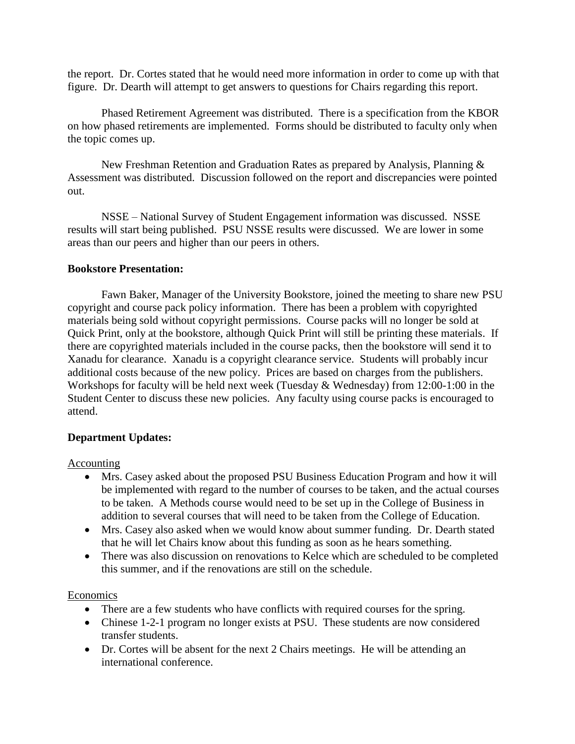the report. Dr. Cortes stated that he would need more information in order to come up with that figure. Dr. Dearth will attempt to get answers to questions for Chairs regarding this report.

Phased Retirement Agreement was distributed. There is a specification from the KBOR on how phased retirements are implemented. Forms should be distributed to faculty only when the topic comes up.

New Freshman Retention and Graduation Rates as prepared by Analysis, Planning & Assessment was distributed. Discussion followed on the report and discrepancies were pointed out.

NSSE – National Survey of Student Engagement information was discussed. NSSE results will start being published. PSU NSSE results were discussed. We are lower in some areas than our peers and higher than our peers in others.

**Bookstore Presentation:**

Fawn Baker, Manager of the University Bookstore, joined the meeting to share new PSU copyright and course pack policy information. There has been a problem with copyrighted materials being sold without copyright permissions. Course packs will no longer be sold at Quick Print, only at the bookstore, although Quick Print will still be printing these materials. If there are copyrighted materials included in the course packs, then the bookstore will send it to Xanadu for clearance. Xanadu is a copyright clearance service. Students will probably incur additional costs because of the new policy. Prices are based on charges from the publishers. Workshops for faculty will be held next week (Tuesday & Wednesday) from 12:00-1:00 in the Student Center to discuss these new policies. Any faculty using course packs is encouraged to attend.

**Department Updates:**

Accounting

- Mrs. Casey asked about the proposed PSU Business Education Program and how it will be implemented with regard to the number of courses to be taken, and the actual courses to be taken. A Methods course would need to be set up in the College of Business in addition to several courses that will need to be taken from the College of Education.
- Mrs. Casey also asked when we would know about summer funding. Dr. Dearth stated that he will let Chairs know about this funding as soon as he hears something.
- There was also discussion on renovations to Kelce which are scheduled to be completed this summer, and if the renovations are still on the schedule.

Economics

- There are a few students who have conflicts with required courses for the spring.
- Chinese 1-2-1 program no longer exists at PSU. These students are now considered transfer students.
- Dr. Cortes will be absent for the next 2 Chairs meetings. He will be attending an international conference.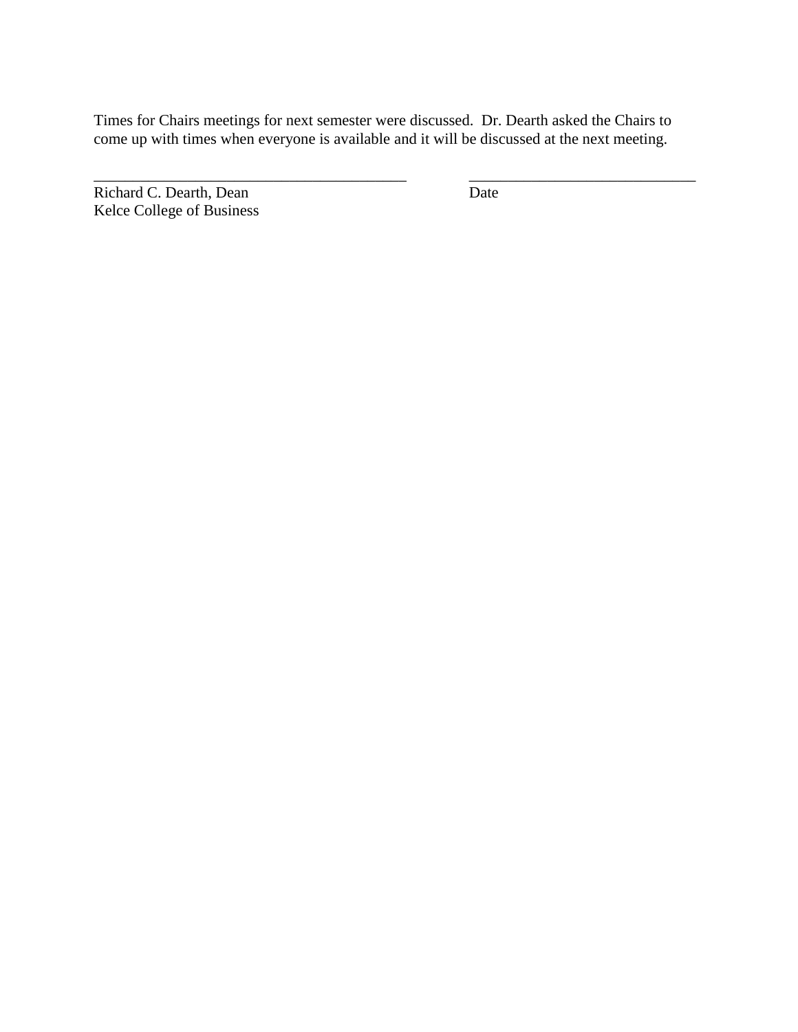Times for Chairs meetings for next semester were discussed.  Dr. Dearth asked the Chairs to come up with times when everyone is available and it will be discussed at the next meeting.

| | |
|---|---|
| ___________________________________________ | _______________________________ |
| Richard C. Dearth, Dean<br>Kelce College of Business | Date |